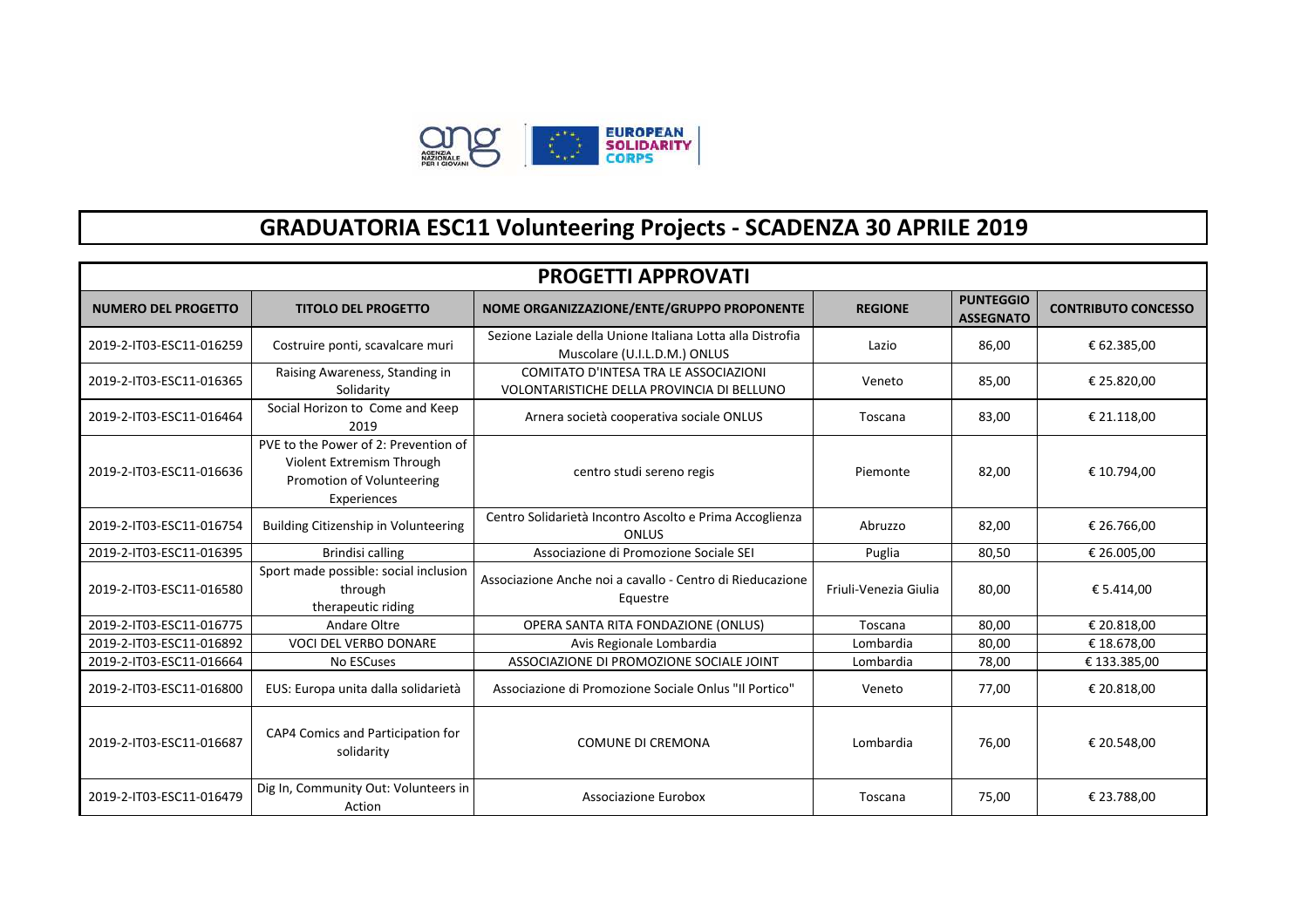# GRADUATORIA ESC11 Volunteering Projects - SCADENZA 30 APRILE 2019

## PROGETTI APPROVATI

| NUMERO DEL PROGETTO | TITOLO DEL PROGETTO | NOME ORGANIZZAZIONE/ENTE/GRUPPO PROPONENTE | REGIONE | PUNTEGGIO ASSEGNATO | CONTRIBUTO CONCESSO |
|---|---|---|---|---|---|
| 2019-2-IT03-ESC11-016259 | Costruire ponti, scavalcare muri | Sezione Laziale della Unione Italiana Lotta alla Distrofia Muscolare (U.I.L.D.M.) ONLUS | Lazio | 86,00 | € 62.385,00 |
| 2019-2-IT03-ESC11-016365 | Raising Awareness, Standing in Solidarity | COMITATO D'INTESA TRA LE ASSOCIAZIONI VOLONTARISTICHE DELLA PROVINCIA DI BELLUNO | Veneto | 85,00 | € 25.820,00 |
| 2019-2-IT03-ESC11-016464 | Social Horizon to Come and Keep 2019 | Arnera società cooperativa sociale ONLUS | Toscana | 83,00 | € 21.118,00 |
| 2019-2-IT03-ESC11-016636 | PVE to the Power of 2: Prevention of Violent Extremism Through Promotion of Volunteering Experiences | centro studi sereno regis | Piemonte | 82,00 | € 10.794,00 |
| 2019-2-IT03-ESC11-016754 | Building Citizenship in Volunteering | Centro Solidarietà Incontro Ascolto e Prima Accoglienza ONLUS | Abruzzo | 82,00 | € 26.766,00 |
| 2019-2-IT03-ESC11-016395 | Brindisi calling | Associazione di Promozione Sociale SEI | Puglia | 80,50 | € 26.005,00 |
| 2019-2-IT03-ESC11-016580 | Sport made possible: social inclusion through therapeutic riding | Associazione Anche noi a cavallo - Centro di Rieducazione Equestre | Friuli-Venezia Giulia | 80,00 | € 5.414,00 |
| 2019-2-IT03-ESC11-016775 | Andare Oltre | OPERA SANTA RITA FONDAZIONE (ONLUS) | Toscana | 80,00 | € 20.818,00 |
| 2019-2-IT03-ESC11-016892 | VOCI DEL VERBO DONARE | Avis Regionale Lombardia | Lombardia | 80,00 | € 18.678,00 |
| 2019-2-IT03-ESC11-016664 | No ESCuses | ASSOCIAZIONE DI PROMOZIONE SOCIALE JOINT | Lombardia | 78,00 | € 133.385,00 |
| 2019-2-IT03-ESC11-016800 | EUS: Europa unita dalla solidarietà | Associazione di Promozione Sociale Onlus "Il Portico" | Veneto | 77,00 | € 20.818,00 |
| 2019-2-IT03-ESC11-016687 | CAP4 Comics and Participation for solidarity | COMUNE DI CREMONA | Lombardia | 76,00 | € 20.548,00 |
| 2019-2-IT03-ESC11-016479 | Dig In, Community Out: Volunteers in Action | Associazione Eurobox | Toscana | 75,00 | € 23.788,00 |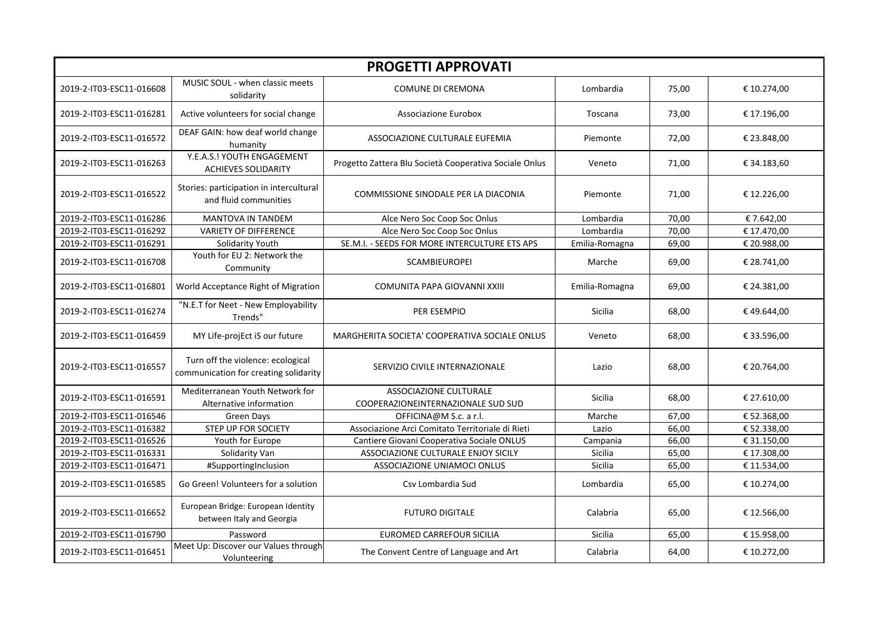| PROGETTI APPROVATI | | | | | |
|---|---|---|---|---|---|
| 2019-2-IT03-ESC11-016608 | MUSIC SOUL - when classic meets solidarity | COMUNE DI CREMONA | Lombardia | 75,00 | € 10.274,00 |
| 2019-2-IT03-ESC11-016281 | Active volunteers for social change | Associazione Eurobox | Toscana | 73,00 | € 17.196,00 |
| 2019-2-IT03-ESC11-016572 | DEAF GAIN: how deaf world change humanity | ASSOCIAZIONE CULTURALE EUFEMIA | Piemonte | 72,00 | € 23.848,00 |
| 2019-2-IT03-ESC11-016263 | Y.E.A.S.! YOUTH ENGAGEMENT ACHIEVES SOLIDARITY | Progetto Zattera Blu Società Cooperativa Sociale Onlus | Veneto | 71,00 | € 34.183,60 |
| 2019-2-IT03-ESC11-016522 | Stories: participation in intercultural and fluid communities | COMMISSIONE SINODALE PER LA DIACONIA | Piemonte | 71,00 | € 12.226,00 |
| 2019-2-IT03-ESC11-016286 | MANTOVA IN TANDEM | Alce Nero Soc Coop Soc Onlus | Lombardia | 70,00 | € 7.642,00 |
| 2019-2-IT03-ESC11-016292 | VARIETY OF DIFFERENCE | Alce Nero Soc Coop Soc Onlus | Lombardia | 70,00 | € 17.470,00 |
| 2019-2-IT03-ESC11-016291 | Solidarity Youth | SE.M.I. - SEEDS FOR MORE INTERCULTURE ETS APS | Emilia-Romagna | 69,00 | € 20.988,00 |
| 2019-2-IT03-ESC11-016708 | Youth for EU 2: Network the Community | SCAMBIEUROPEI | Marche | 69,00 | € 28.741,00 |
| 2019-2-IT03-ESC11-016801 | World Acceptance Right of Migration | COMUNITA PAPA GIOVANNI XXIII | Emilia-Romagna | 69,00 | € 24.381,00 |
| 2019-2-IT03-ESC11-016274 | "N.E.T for Neet - New Employability Trends" | PER ESEMPIO | Sicilia | 68,00 | € 49.644,00 |
| 2019-2-IT03-ESC11-016459 | MY Life-projEct iS our future | MARGHERITA SOCIETA' COOPERATIVA SOCIALE ONLUS | Veneto | 68,00 | € 33.596,00 |
| 2019-2-IT03-ESC11-016557 | Turn off the violence: ecological communication for creating solidarity | SERVIZIO CIVILE INTERNAZIONALE | Lazio | 68,00 | € 20.764,00 |
| 2019-2-IT03-ESC11-016591 | Mediterranean Youth Network for Alternative information | ASSOCIAZIONE CULTURALE COOPERAZIONEINTERNAZIONALE SUD SUD | Sicilia | 68,00 | € 27.610,00 |
| 2019-2-IT03-ESC11-016546 | Green Days | OFFICINA@M S.c. a r.l. | Marche | 67,00 | € 52.368,00 |
| 2019-2-IT03-ESC11-016382 | STEP UP FOR SOCIETY | Associazione Arci Comitato Territoriale di Rieti | Lazio | 66,00 | € 52.338,00 |
| 2019-2-IT03-ESC11-016526 | Youth for Europe | Cantiere Giovani Cooperativa Sociale ONLUS | Campania | 66,00 | € 31.150,00 |
| 2019-2-IT03-ESC11-016331 | Solidarity Van | ASSOCIAZIONE CULTURALE ENJOY SICILY | Sicilia | 65,00 | € 17.308,00 |
| 2019-2-IT03-ESC11-016471 | #SupportingInclusion | ASSOCIAZIONE UNIAMOCI ONLUS | Sicilia | 65,00 | € 11.534,00 |
| 2019-2-IT03-ESC11-016585 | Go Green! Volunteers for a solution | Csv Lombardia Sud | Lombardia | 65,00 | € 10.274,00 |
| 2019-2-IT03-ESC11-016652 | European Bridge: European Identity between Italy and Georgia | FUTURO DIGITALE | Calabria | 65,00 | € 12.566,00 |
| 2019-2-IT03-ESC11-016790 | Password | EUROMED CARREFOUR SICILIA | Sicilia | 65,00 | € 15.958,00 |
| 2019-2-IT03-ESC11-016451 | Meet Up: Discover our Values through Volunteering | The Convent Centre of Language and Art | Calabria | 64,00 | € 10.272,00 |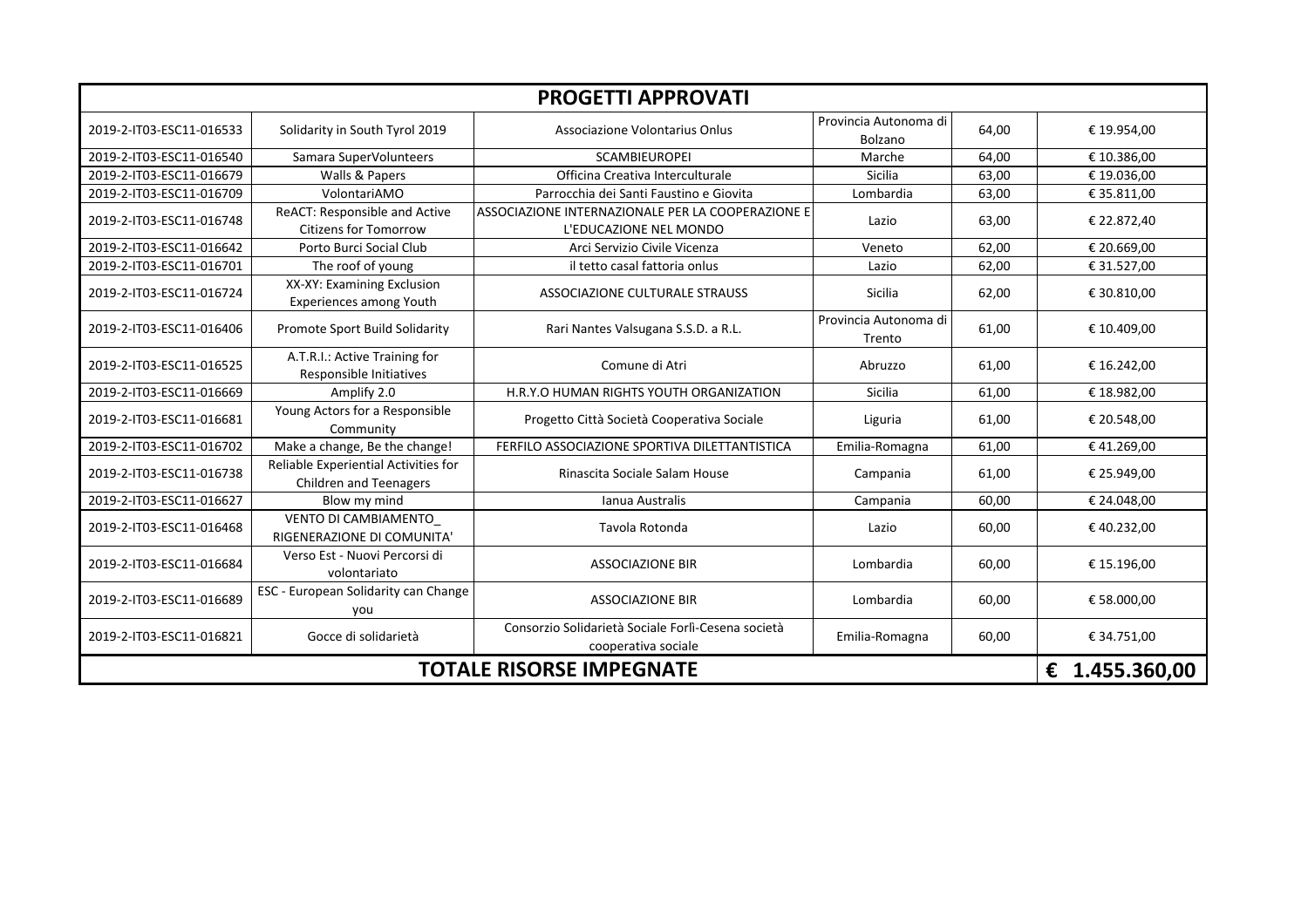| PROGETTI APPROVATI | | | | | |
|---|---|---|---|---|---|
| 2019-2-IT03-ESC11-016533 | Solidarity in South Tyrol 2019 | Associazione Volontarius Onlus | Provincia Autonoma di Bolzano | 64,00 | € 19.954,00 |
| 2019-2-IT03-ESC11-016540 | Samara SuperVolunteers | SCAMBIEUROPEI | Marche | 64,00 | € 10.386,00 |
| 2019-2-IT03-ESC11-016679 | Walls & Papers | Officina Creativa Interculturale | Sicilia | 63,00 | € 19.036,00 |
| 2019-2-IT03-ESC11-016709 | VolontariAMO | Parrocchia dei Santi Faustino e Giovita | Lombardia | 63,00 | € 35.811,00 |
| 2019-2-IT03-ESC11-016748 | ReACT: Responsible and Active Citizens for Tomorrow | ASSOCIAZIONE INTERNAZIONALE PER LA COOPERAZIONE E L'EDUCAZIONE NEL MONDO | Lazio | 63,00 | € 22.872,40 |
| 2019-2-IT03-ESC11-016642 | Porto Burci Social Club | Arci Servizio Civile Vicenza | Veneto | 62,00 | € 20.669,00 |
| 2019-2-IT03-ESC11-016701 | The roof of young | il tetto casal fattoria onlus | Lazio | 62,00 | € 31.527,00 |
| 2019-2-IT03-ESC11-016724 | XX-XY: Examining Exclusion Experiences among Youth | ASSOCIAZIONE CULTURALE STRAUSS | Sicilia | 62,00 | € 30.810,00 |
| 2019-2-IT03-ESC11-016406 | Promote Sport Build Solidarity | Rari Nantes Valsugana S.S.D. a R.L. | Provincia Autonoma di Trento | 61,00 | € 10.409,00 |
| 2019-2-IT03-ESC11-016525 | A.T.R.I.: Active Training for Responsible Initiatives | Comune di Atri | Abruzzo | 61,00 | € 16.242,00 |
| 2019-2-IT03-ESC11-016669 | Amplify 2.0 | H.R.Y.O HUMAN RIGHTS YOUTH ORGANIZATION | Sicilia | 61,00 | € 18.982,00 |
| 2019-2-IT03-ESC11-016681 | Young Actors for a Responsible Community | Progetto Città Società Cooperativa Sociale | Liguria | 61,00 | € 20.548,00 |
| 2019-2-IT03-ESC11-016702 | Make a change, Be the change! | FERFILO ASSOCIAZIONE SPORTIVA DILETTANTISTICA | Emilia-Romagna | 61,00 | € 41.269,00 |
| 2019-2-IT03-ESC11-016738 | Reliable Experiential Activities for Children and Teenagers | Rinascita Sociale Salam House | Campania | 61,00 | € 25.949,00 |
| 2019-2-IT03-ESC11-016627 | Blow my mind | Ianua Australis | Campania | 60,00 | € 24.048,00 |
| 2019-2-IT03-ESC11-016468 | VENTO DI CAMBIAMENTO_ RIGENERAZIONE DI COMUNITA' | Tavola Rotonda | Lazio | 60,00 | € 40.232,00 |
| 2019-2-IT03-ESC11-016684 | Verso Est - Nuovi Percorsi di volontariato | ASSOCIAZIONE BIR | Lombardia | 60,00 | € 15.196,00 |
| 2019-2-IT03-ESC11-016689 | ESC - European Solidarity can Change you | ASSOCIAZIONE BIR | Lombardia | 60,00 | € 58.000,00 |
| 2019-2-IT03-ESC11-016821 | Gocce di solidarietà | Consorzio Solidarietà Sociale Forlì-Cesena società cooperativa sociale | Emilia-Romagna | 60,00 | € 34.751,00 |
| **TOTALE RISORSE IMPEGNATE** | | | | | **€ 1.455.360,00** |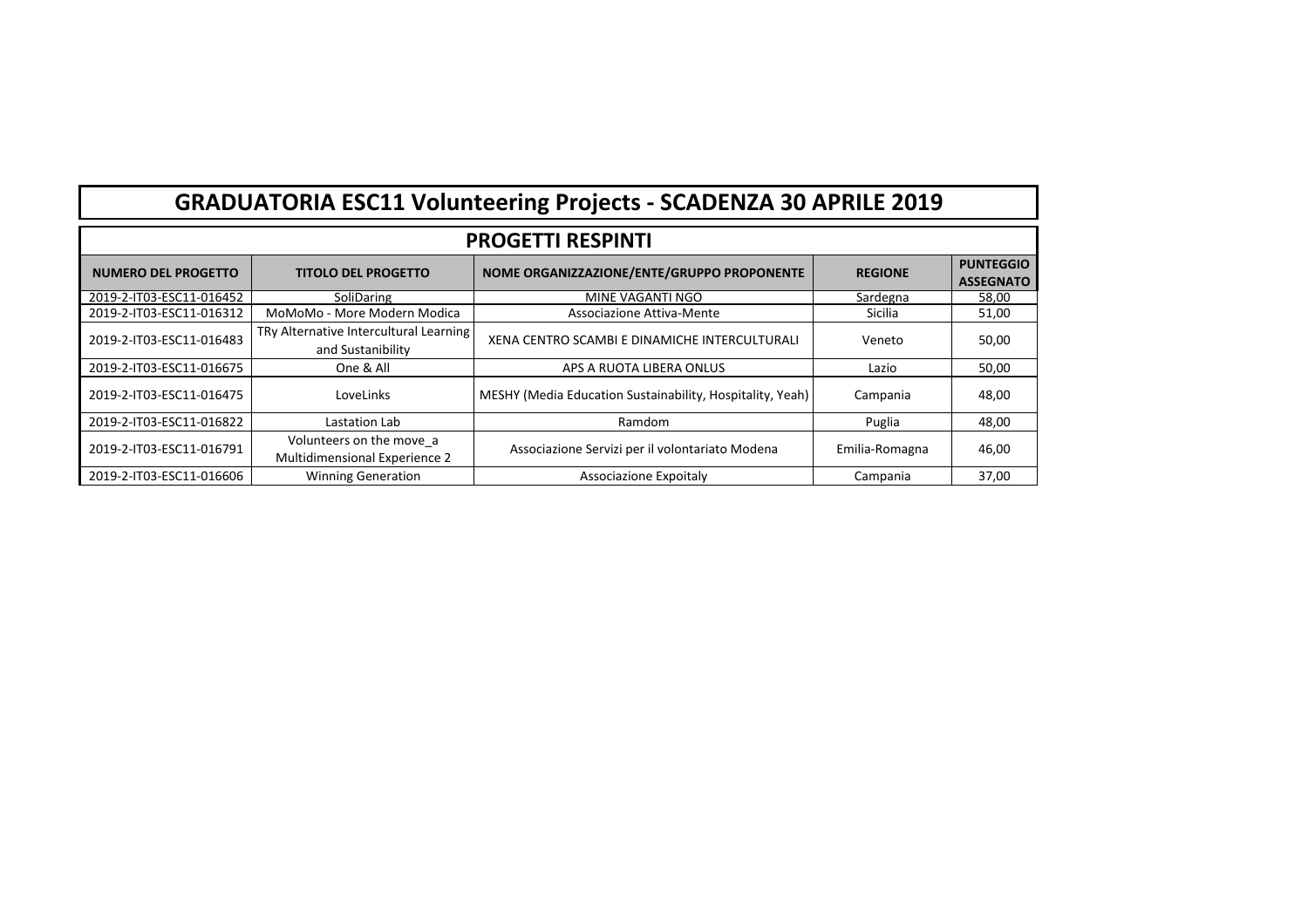# GRADUATORIA ESC11 Volunteering Projects - SCADENZA 30 APRILE 2019

## PROGETTI RESPINTI

| NUMERO DEL PROGETTO | TITOLO DEL PROGETTO | NOME ORGANIZZAZIONE/ENTE/GRUPPO PROPONENTE | REGIONE | PUNTEGGIO ASSEGNATO |
|---|---|---|---|---|
| 2019-2-IT03-ESC11-016452 | SoliDaring | MINE VAGANTI NGO | Sardegna | 58,00 |
| 2019-2-IT03-ESC11-016312 | MoMoMo - More Modern Modica | Associazione Attiva-Mente | Sicilia | 51,00 |
| 2019-2-IT03-ESC11-016483 | TRy Alternative Intercultural Learning and Sustanibility | XENA CENTRO SCAMBI E DINAMICHE INTERCULTURALI | Veneto | 50,00 |
| 2019-2-IT03-ESC11-016675 | One & All | APS A RUOTA LIBERA ONLUS | Lazio | 50,00 |
| 2019-2-IT03-ESC11-016475 | LoveLinks | MESHY (Media Education Sustainability, Hospitality, Yeah) | Campania | 48,00 |
| 2019-2-IT03-ESC11-016822 | Lastation Lab | Ramdom | Puglia | 48,00 |
| 2019-2-IT03-ESC11-016791 | Volunteers on the move_a Multidimensional Experience 2 | Associazione Servizi per il volontariato Modena | Emilia-Romagna | 46,00 |
| 2019-2-IT03-ESC11-016606 | Winning Generation | Associazione Expoitaly | Campania | 37,00 |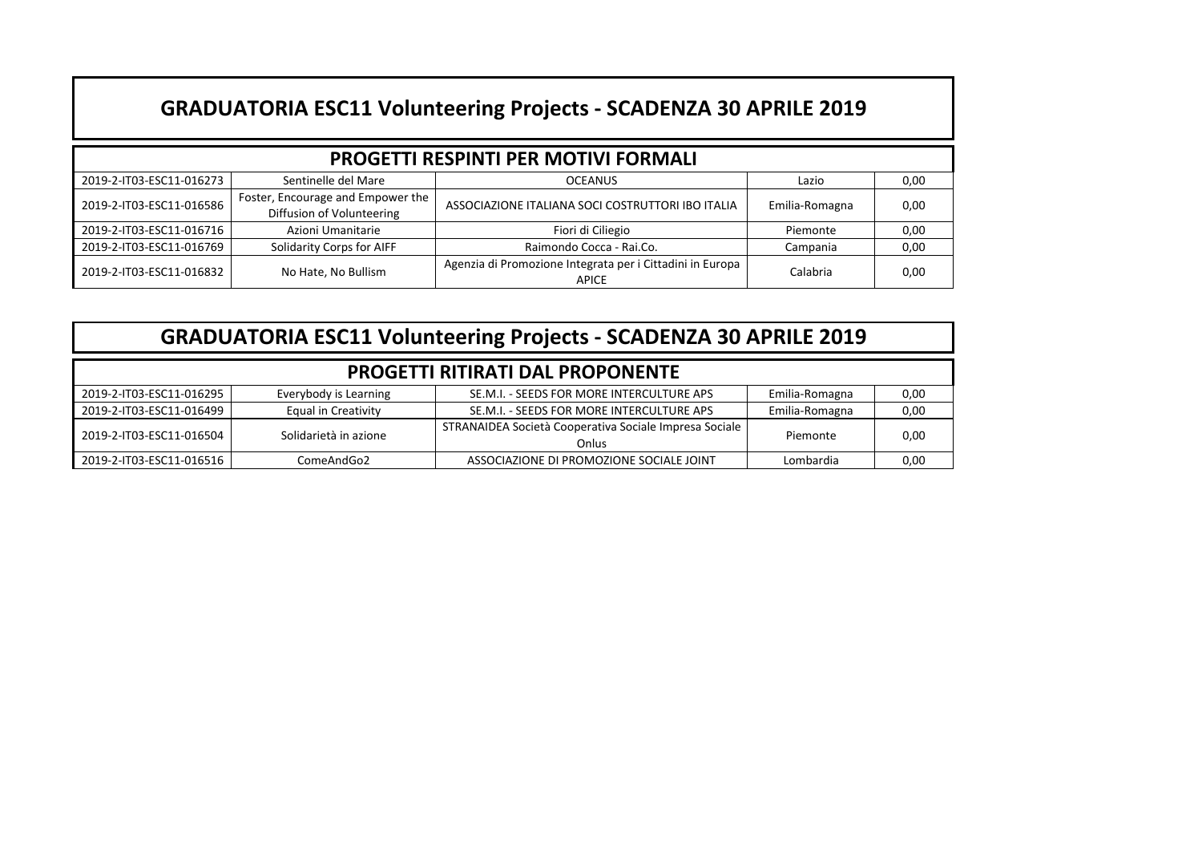# GRADUATORIA ESC11 Volunteering Projects - SCADENZA 30 APRILE 2019

## PROGETTI RESPINTI PER MOTIVI FORMALI

| | | | | |
|---|---|---|---|---|
| 2019-2-IT03-ESC11-016273 | Sentinelle del Mare | OCEANUS | Lazio | 0,00 |
| 2019-2-IT03-ESC11-016586 | Foster, Encourage and Empower the Diffusion of Volunteering | ASSOCIAZIONE ITALIANA SOCI COSTRUTTORI IBO ITALIA | Emilia-Romagna | 0,00 |
| 2019-2-IT03-ESC11-016716 | Azioni Umanitarie | Fiori di Ciliegio | Piemonte | 0,00 |
| 2019-2-IT03-ESC11-016769 | Solidarity Corps for AIFF | Raimondo Cocca - Rai.Co. | Campania | 0,00 |
| 2019-2-IT03-ESC11-016832 | No Hate, No Bullism | Agenzia di Promozione Integrata per i Cittadini in Europa APICE | Calabria | 0,00 |

# GRADUATORIA ESC11 Volunteering Projects - SCADENZA 30 APRILE 2019

## PROGETTI RITIRATI DAL PROPONENTE

| | | | | |
|---|---|---|---|---|
| 2019-2-IT03-ESC11-016295 | Everybody is Learning | SE.M.I. - SEEDS FOR MORE INTERCULTURE APS | Emilia-Romagna | 0,00 |
| 2019-2-IT03-ESC11-016499 | Equal in Creativity | SE.M.I. - SEEDS FOR MORE INTERCULTURE APS | Emilia-Romagna | 0,00 |
| 2019-2-IT03-ESC11-016504 | Solidarietà in azione | STRANAIDEA Società Cooperativa Sociale Impresa Sociale Onlus | Piemonte | 0,00 |
| 2019-2-IT03-ESC11-016516 | ComeAndGo2 | ASSOCIAZIONE DI PROMOZIONE SOCIALE JOINT | Lombardia | 0,00 |